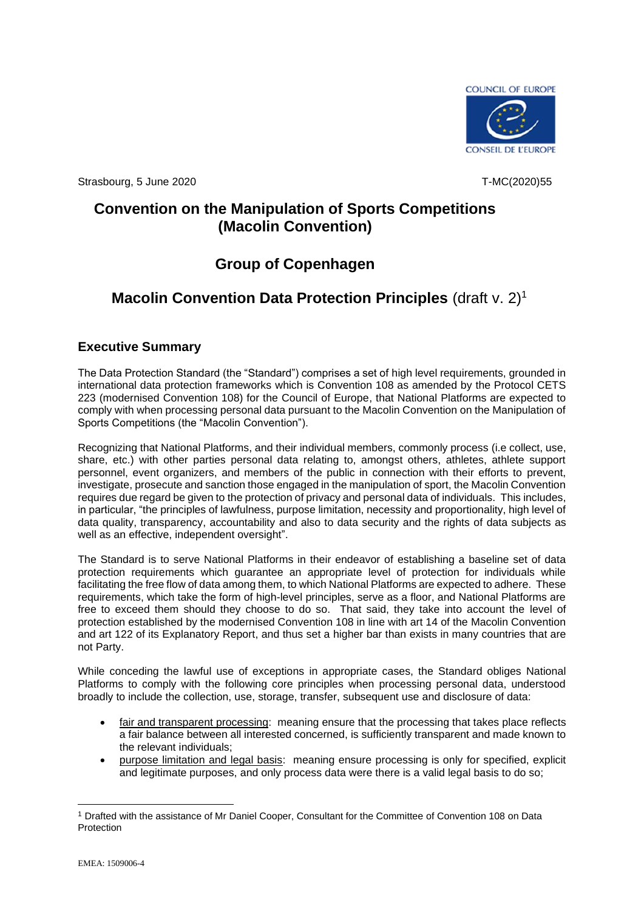Strasbourg, 5 June 2020 T-MC(2020)55

# Convention on the Manipulation of Sports Competitions (Macolin Convention)

## Group of Copenhagen

## Macolin Convention Data Protection Principles (draft v. 2)[1]

### Executive Summary

The Data Protection Standard (the "Standard") comprises a set of high level requirements, grounded in international data protection frameworks which is Convention 108 as amended by the Protocol CETS 223 (modernised Convention 108) for the Council of Europe, that National Platforms are expected to comply with when processing personal data pursuant to the Macolin Convention on the Manipulation of Sports Competitions (the "Macolin Convention").

Recognizing that National Platforms, and their individual members, commonly process (i.e collect, use, share, etc.) with other parties personal data relating to, amongst others, athletes, athlete support personnel, event organizers, and members of the public in connection with their efforts to prevent, investigate, prosecute and sanction those engaged in the manipulation of sport, the Macolin Convention requires due regard be given to the protection of privacy and personal data of individuals. This includes, in particular, "the principles of lawfulness, purpose limitation, necessity and proportionality, high level of data quality, transparency, accountability and also to data security and the rights of data subjects as well as an effective, independent oversight".

The Standard is to serve National Platforms in their endeavor of establishing a baseline set of data protection requirements which guarantee an appropriate level of protection for individuals while facilitating the free flow of data among them, to which National Platforms are expected to adhere. These requirements, which take the form of high-level principles, serve as a floor, and National Platforms are free to exceed them should they choose to do so. That said, they take into account the level of protection established by the modernised Convention 108 in line with art 14 of the Macolin Convention and art 122 of its Explanatory Report, and thus set a higher bar than exists in many countries that are not Party.

While conceding the lawful use of exceptions in appropriate cases, the Standard obliges National Platforms to comply with the following core principles when processing personal data, understood broadly to include the collection, use, storage, transfer, subsequent use and disclosure of data:

- fair and transparent processing: meaning ensure that the processing that takes place reflects a fair balance between all interested concerned, is sufficiently transparent and made known to the relevant individuals;
- purpose limitation and legal basis: meaning ensure processing is only for specified, explicit and legitimate purposes, and only process data were there is a valid legal basis to do so;

[1] Drafted with the assistance of Mr Daniel Cooper, Consultant for the Committee of Convention 108 on Data Protection

EMEA: 1509006-4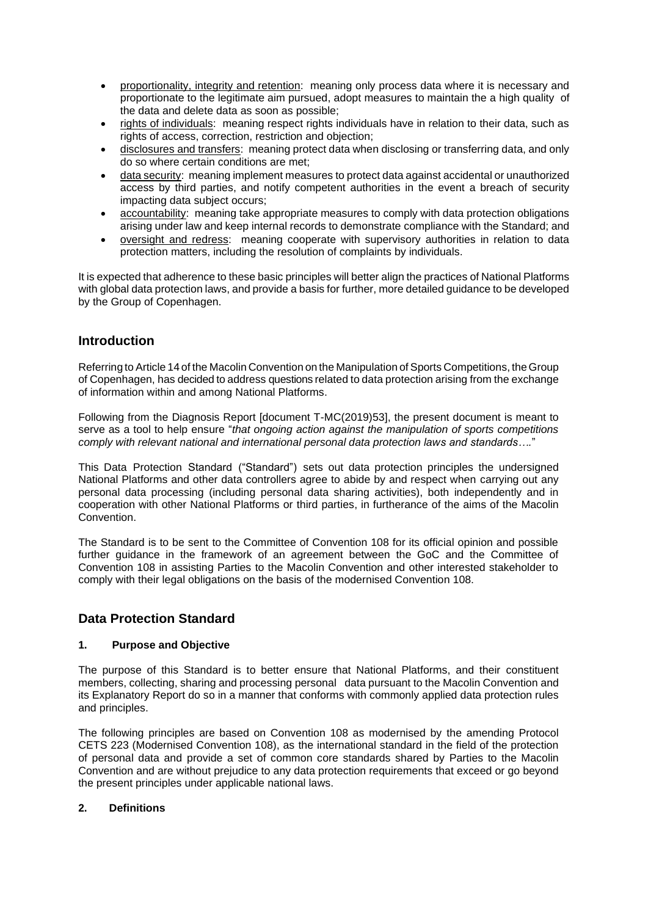- proportionality, integrity and retention: meaning only process data where it is necessary and proportionate to the legitimate aim pursued, adopt measures to maintain the a high quality of the data and delete data as soon as possible;
- rights of individuals: meaning respect rights individuals have in relation to their data, such as rights of access, correction, restriction and objection;
- disclosures and transfers: meaning protect data when disclosing or transferring data, and only do so where certain conditions are met;
- data security: meaning implement measures to protect data against accidental or unauthorized access by third parties, and notify competent authorities in the event a breach of security impacting data subject occurs;
- accountability: meaning take appropriate measures to comply with data protection obligations arising under law and keep internal records to demonstrate compliance with the Standard; and
- oversight and redress: meaning cooperate with supervisory authorities in relation to data protection matters, including the resolution of complaints by individuals.

It is expected that adherence to these basic principles will better align the practices of National Platforms with global data protection laws, and provide a basis for further, more detailed guidance to be developed by the Group of Copenhagen.

## Introduction

Referring to Article 14 of the Macolin Convention on the Manipulation of Sports Competitions, the Group of Copenhagen, has decided to address questions related to data protection arising from the exchange of information within and among National Platforms.

Following from the Diagnosis Report [document T-MC(2019)53], the present document is meant to serve as a tool to help ensure "*that ongoing action against the manipulation of sports competitions comply with relevant national and international personal data protection laws and standards….*"

This Data Protection Standard ("Standard") sets out data protection principles the undersigned National Platforms and other data controllers agree to abide by and respect when carrying out any personal data processing (including personal data sharing activities), both independently and in cooperation with other National Platforms or third parties, in furtherance of the aims of the Macolin Convention.

The Standard is to be sent to the Committee of Convention 108 for its official opinion and possible further guidance in the framework of an agreement between the GoC and the Committee of Convention 108 in assisting Parties to the Macolin Convention and other interested stakeholder to comply with their legal obligations on the basis of the modernised Convention 108.

## Data Protection Standard

### 1. Purpose and Objective

The purpose of this Standard is to better ensure that National Platforms, and their constituent members, collecting, sharing and processing personal data pursuant to the Macolin Convention and its Explanatory Report do so in a manner that conforms with commonly applied data protection rules and principles.

The following principles are based on Convention 108 as modernised by the amending Protocol CETS 223 (Modernised Convention 108), as the international standard in the field of the protection of personal data and provide a set of common core standards shared by Parties to the Macolin Convention and are without prejudice to any data protection requirements that exceed or go beyond the present principles under applicable national laws.

### 2. Definitions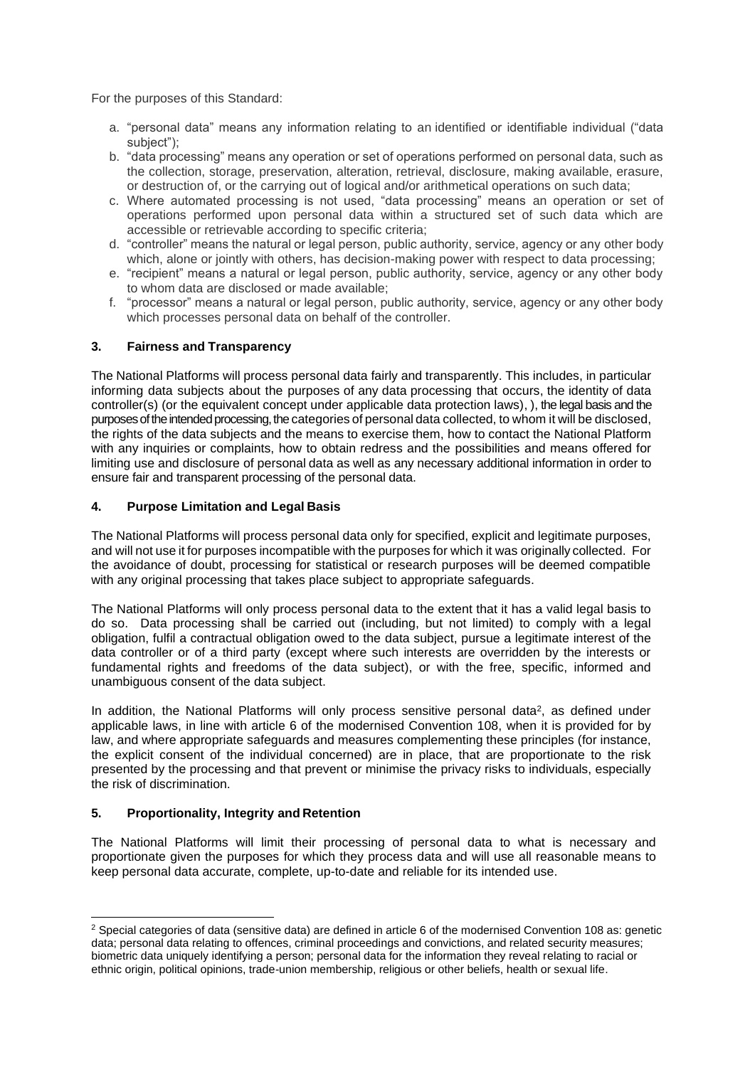For the purposes of this Standard:

a. "personal data" means any information relating to an identified or identifiable individual ("data subject");
b. "data processing" means any operation or set of operations performed on personal data, such as the collection, storage, preservation, alteration, retrieval, disclosure, making available, erasure, or destruction of, or the carrying out of logical and/or arithmetical operations on such data;
c. Where automated processing is not used, "data processing" means an operation or set of operations performed upon personal data within a structured set of such data which are accessible or retrievable according to specific criteria;
d. "controller" means the natural or legal person, public authority, service, agency or any other body which, alone or jointly with others, has decision-making power with respect to data processing;
e. "recipient" means a natural or legal person, public authority, service, agency or any other body to whom data are disclosed or made available;
f. "processor" means a natural or legal person, public authority, service, agency or any other body which processes personal data on behalf of the controller.

## 3. Fairness and Transparency

The National Platforms will process personal data fairly and transparently. This includes, in particular informing data subjects about the purposes of any data processing that occurs, the identity of data controller(s) (or the equivalent concept under applicable data protection laws), ), the legal basis and the purposes of the intended processing, the categories of personal data collected, to whom it will be disclosed, the rights of the data subjects and the means to exercise them, how to contact the National Platform with any inquiries or complaints, how to obtain redress and the possibilities and means offered for limiting use and disclosure of personal data as well as any necessary additional information in order to ensure fair and transparent processing of the personal data.

## 4. Purpose Limitation and Legal Basis

The National Platforms will process personal data only for specified, explicit and legitimate purposes, and will not use it for purposes incompatible with the purposes for which it was originally collected. For the avoidance of doubt, processing for statistical or research purposes will be deemed compatible with any original processing that takes place subject to appropriate safeguards.

The National Platforms will only process personal data to the extent that it has a valid legal basis to do so. Data processing shall be carried out (including, but not limited) to comply with a legal obligation, fulfil a contractual obligation owed to the data subject, pursue a legitimate interest of the data controller or of a third party (except where such interests are overridden by the interests or fundamental rights and freedoms of the data subject), or with the free, specific, informed and unambiguous consent of the data subject.

In addition, the National Platforms will only process sensitive personal data[2], as defined under applicable laws, in line with article 6 of the modernised Convention 108, when it is provided for by law, and where appropriate safeguards and measures complementing these principles (for instance, the explicit consent of the individual concerned) are in place, that are proportionate to the risk presented by the processing and that prevent or minimise the privacy risks to individuals, especially the risk of discrimination.

## 5. Proportionality, Integrity and Retention

The National Platforms will limit their processing of personal data to what is necessary and proportionate given the purposes for which they process data and will use all reasonable means to keep personal data accurate, complete, up-to-date and reliable for its intended use.

---

[2] Special categories of data (sensitive data) are defined in article 6 of the modernised Convention 108 as: genetic data; personal data relating to offences, criminal proceedings and convictions, and related security measures; biometric data uniquely identifying a person; personal data for the information they reveal relating to racial or ethnic origin, political opinions, trade-union membership, religious or other beliefs, health or sexual life.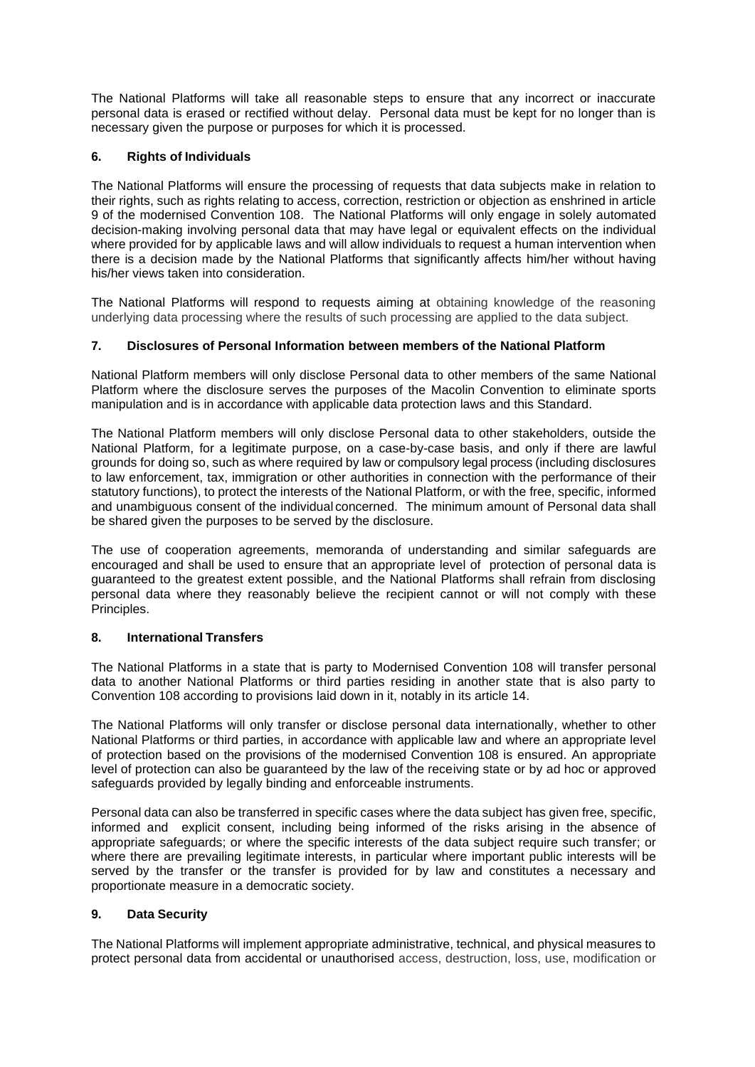The National Platforms will take all reasonable steps to ensure that any incorrect or inaccurate personal data is erased or rectified without delay. Personal data must be kept for no longer than is necessary given the purpose or purposes for which it is processed.

## 6. Rights of Individuals

The National Platforms will ensure the processing of requests that data subjects make in relation to their rights, such as rights relating to access, correction, restriction or objection as enshrined in article 9 of the modernised Convention 108. The National Platforms will only engage in solely automated decision-making involving personal data that may have legal or equivalent effects on the individual where provided for by applicable laws and will allow individuals to request a human intervention when there is a decision made by the National Platforms that significantly affects him/her without having his/her views taken into consideration.

The National Platforms will respond to requests aiming at obtaining knowledge of the reasoning underlying data processing where the results of such processing are applied to the data subject.

## 7. Disclosures of Personal Information between members of the National Platform

National Platform members will only disclose Personal data to other members of the same National Platform where the disclosure serves the purposes of the Macolin Convention to eliminate sports manipulation and is in accordance with applicable data protection laws and this Standard.

The National Platform members will only disclose Personal data to other stakeholders, outside the National Platform, for a legitimate purpose, on a case-by-case basis, and only if there are lawful grounds for doing so, such as where required by law or compulsory legal process (including disclosures to law enforcement, tax, immigration or other authorities in connection with the performance of their statutory functions), to protect the interests of the National Platform, or with the free, specific, informed and unambiguous consent of the individual concerned. The minimum amount of Personal data shall be shared given the purposes to be served by the disclosure.

The use of cooperation agreements, memoranda of understanding and similar safeguards are encouraged and shall be used to ensure that an appropriate level of protection of personal data is guaranteed to the greatest extent possible, and the National Platforms shall refrain from disclosing personal data where they reasonably believe the recipient cannot or will not comply with these Principles.

## 8. International Transfers

The National Platforms in a state that is party to Modernised Convention 108 will transfer personal data to another National Platforms or third parties residing in another state that is also party to Convention 108 according to provisions laid down in it, notably in its article 14.

The National Platforms will only transfer or disclose personal data internationally, whether to other National Platforms or third parties, in accordance with applicable law and where an appropriate level of protection based on the provisions of the modernised Convention 108 is ensured. An appropriate level of protection can also be guaranteed by the law of the receiving state or by ad hoc or approved safeguards provided by legally binding and enforceable instruments.

Personal data can also be transferred in specific cases where the data subject has given free, specific, informed and explicit consent, including being informed of the risks arising in the absence of appropriate safeguards; or where the specific interests of the data subject require such transfer; or where there are prevailing legitimate interests, in particular where important public interests will be served by the transfer or the transfer is provided for by law and constitutes a necessary and proportionate measure in a democratic society.

## 9. Data Security

The National Platforms will implement appropriate administrative, technical, and physical measures to protect personal data from accidental or unauthorised access, destruction, loss, use, modification or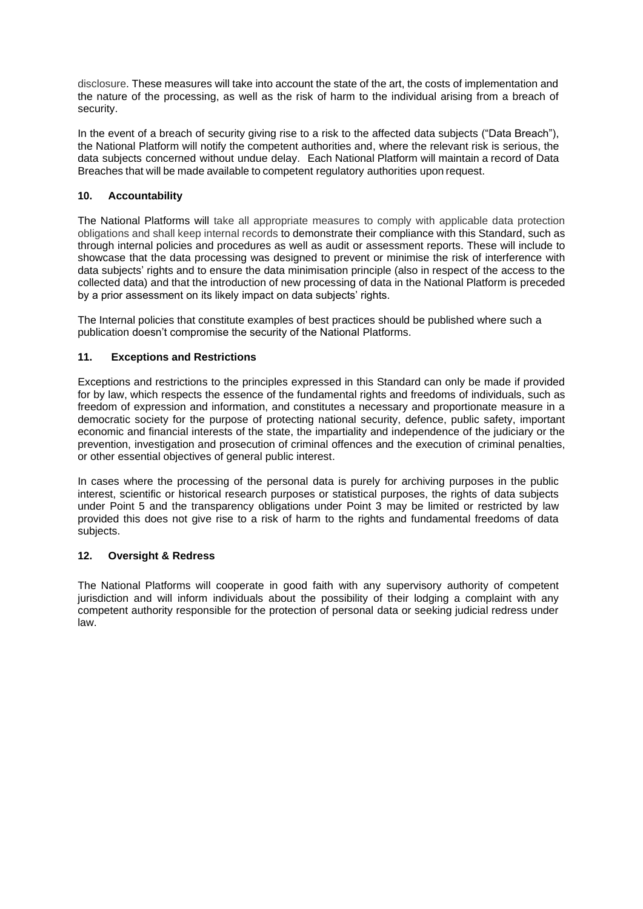disclosure. These measures will take into account the state of the art, the costs of implementation and the nature of the processing, as well as the risk of harm to the individual arising from a breach of security.

In the event of a breach of security giving rise to a risk to the affected data subjects ("Data Breach"), the National Platform will notify the competent authorities and, where the relevant risk is serious, the data subjects concerned without undue delay. Each National Platform will maintain a record of Data Breaches that will be made available to competent regulatory authorities upon request.

## 10. Accountability

The National Platforms will take all appropriate measures to comply with applicable data protection obligations and shall keep internal records to demonstrate their compliance with this Standard, such as through internal policies and procedures as well as audit or assessment reports. These will include to showcase that the data processing was designed to prevent or minimise the risk of interference with data subjects' rights and to ensure the data minimisation principle (also in respect of the access to the collected data) and that the introduction of new processing of data in the National Platform is preceded by a prior assessment on its likely impact on data subjects' rights.

The Internal policies that constitute examples of best practices should be published where such a publication doesn't compromise the security of the National Platforms.

## 11. Exceptions and Restrictions

Exceptions and restrictions to the principles expressed in this Standard can only be made if provided for by law, which respects the essence of the fundamental rights and freedoms of individuals, such as freedom of expression and information, and constitutes a necessary and proportionate measure in a democratic society for the purpose of protecting national security, defence, public safety, important economic and financial interests of the state, the impartiality and independence of the judiciary or the prevention, investigation and prosecution of criminal offences and the execution of criminal penalties, or other essential objectives of general public interest.

In cases where the processing of the personal data is purely for archiving purposes in the public interest, scientific or historical research purposes or statistical purposes, the rights of data subjects under Point 5 and the transparency obligations under Point 3 may be limited or restricted by law provided this does not give rise to a risk of harm to the rights and fundamental freedoms of data subjects.

## 12. Oversight & Redress

The National Platforms will cooperate in good faith with any supervisory authority of competent jurisdiction and will inform individuals about the possibility of their lodging a complaint with any competent authority responsible for the protection of personal data or seeking judicial redress under law.